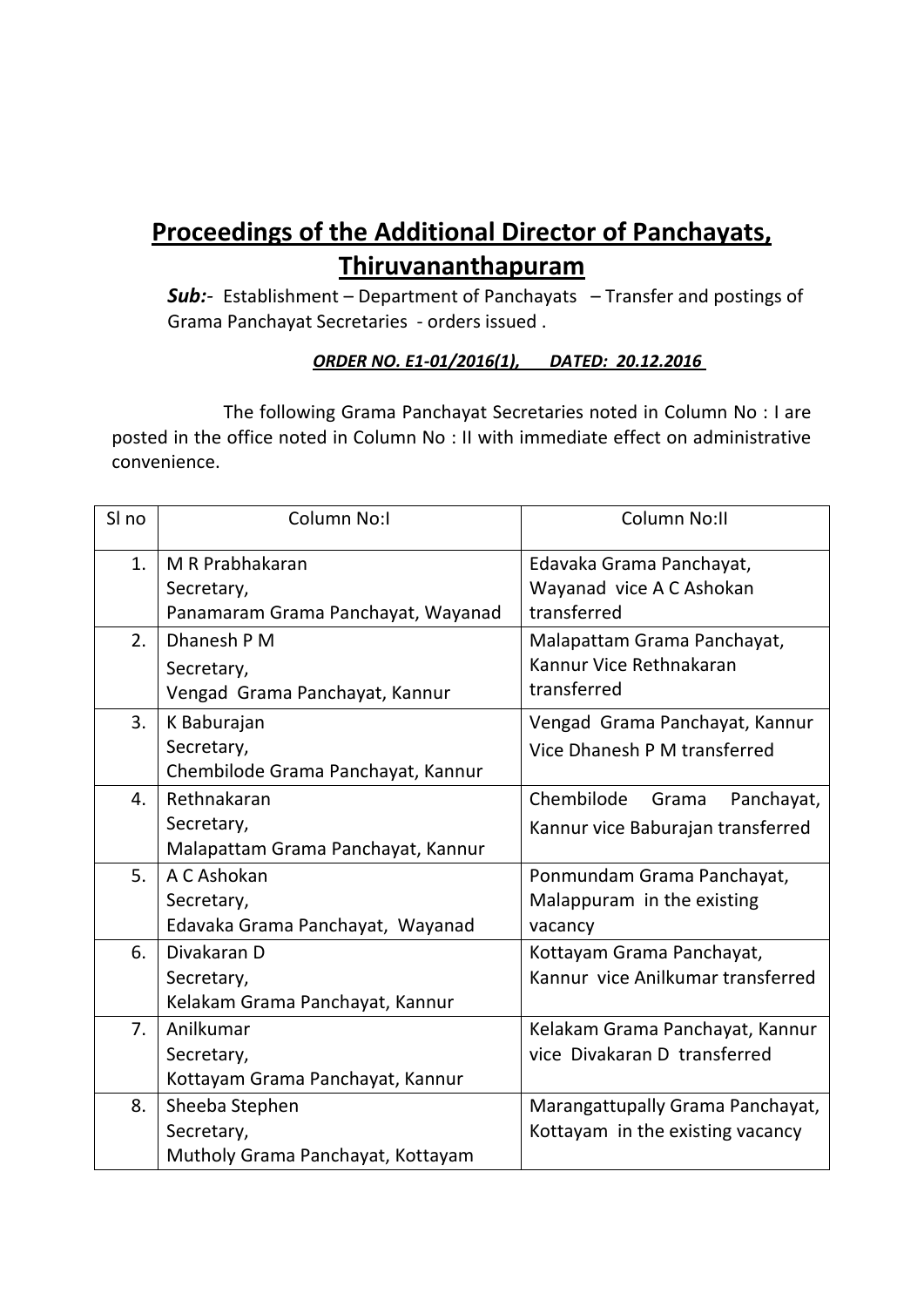# Proceedings of the Additional Director of Panchayats, Thiruvananthapuram

***Sub:***- Establishment – Department of Panchayats – Transfer and postings of Grama Panchayat Secretaries - orders issued .

***ORDER NO. E1-01/2016(1), DATED: 20.12.2016***

The following Grama Panchayat Secretaries noted in Column No : I are posted in the office noted in Column No : II with immediate effect on administrative convenience.

| Sl no | Column No:I | Column No:II |
|---|---|---|
| 1. | M R Prabhakaran<br>Secretary,<br>Panamaram Grama Panchayat, Wayanad | Edavaka Grama Panchayat, Wayanad vice A C Ashokan transferred |
| 2. | Dhanesh P M<br>Secretary,<br>Vengad Grama Panchayat, Kannur | Malapattam Grama Panchayat, Kannur Vice Rethnakaran transferred |
| 3. | K Baburajan<br>Secretary,<br>Chembilode Grama Panchayat, Kannur | Vengad Grama Panchayat, Kannur Vice Dhanesh P M transferred |
| 4. | Rethnakaran<br>Secretary,<br>Malapattam Grama Panchayat, Kannur | Chembilode Grama Panchayat, Kannur vice Baburajan transferred |
| 5. | A C Ashokan<br>Secretary,<br>Edavaka Grama Panchayat, Wayanad | Ponmundam Grama Panchayat, Malappuram in the existing vacancy |
| 6. | Divakaran D<br>Secretary,<br>Kelakam Grama Panchayat, Kannur | Kottayam Grama Panchayat, Kannur vice Anilkumar transferred |
| 7. | Anilkumar<br>Secretary,<br>Kottayam Grama Panchayat, Kannur | Kelakam Grama Panchayat, Kannur vice Divakaran D transferred |
| 8. | Sheeba Stephen<br>Secretary,<br>Mutholy Grama Panchayat, Kottayam | Marangattupally Grama Panchayat, Kottayam in the existing vacancy |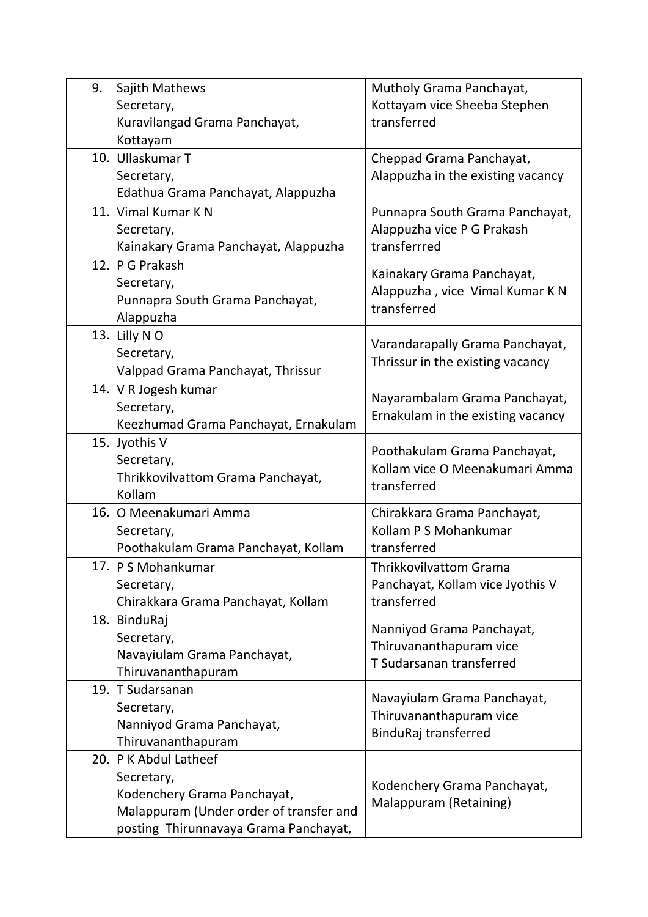| | | |
|---|---|---|
| 9. | Sajith Mathews<br>Secretary,<br>Kuravilangad Grama Panchayat,<br>Kottayam | Mutholy Grama Panchayat,<br>Kottayam vice Sheeba Stephen<br>transferred |
| 10. | Ullaskumar T<br>Secretary,<br>Edathua Grama Panchayat, Alappuzha | Cheppad Grama Panchayat,<br>Alappuzha in the existing vacancy |
| 11. | Vimal Kumar K N<br>Secretary,<br>Kainakary Grama Panchayat, Alappuzha | Punnapra South Grama Panchayat,<br>Alappuzha vice P G Prakash<br>transferrred |
| 12. | P G Prakash<br>Secretary,<br>Punnapra South Grama Panchayat,<br>Alappuzha | Kainakary Grama Panchayat,<br>Alappuzha , vice Vimal Kumar K N<br>transferred |
| 13. | Lilly N O<br>Secretary,<br>Valppad Grama Panchayat, Thrissur | Varandarapally Grama Panchayat,<br>Thrissur in the existing vacancy |
| 14. | V R Jogesh kumar<br>Secretary,<br>Keezhumad Grama Panchayat, Ernakulam | Nayarambalam Grama Panchayat,<br>Ernakulam in the existing vacancy |
| 15. | Jyothis V<br>Secretary,<br>Thrikkovilvattom Grama Panchayat,<br>Kollam | Poothakulam Grama Panchayat,<br>Kollam vice O Meenakumari Amma<br>transferred |
| 16. | O Meenakumari Amma<br>Secretary,<br>Poothakulam Grama Panchayat, Kollam | Chirakkara Grama Panchayat,<br>Kollam P S Mohankumar<br>transferred |
| 17. | P S Mohankumar<br>Secretary,<br>Chirakkara Grama Panchayat, Kollam | Thrikkovilvattom Grama<br>Panchayat, Kollam vice Jyothis V<br>transferred |
| 18. | BinduRaj<br>Secretary,<br>Navayiulam Grama Panchayat,<br>Thiruvananthapuram | Nanniyod Grama Panchayat,<br>Thiruvananthapuram vice<br>T Sudarsanan transferred |
| 19. | T Sudarsanan<br>Secretary,<br>Nanniyod Grama Panchayat,<br>Thiruvananthapuram | Navayiulam Grama Panchayat,<br>Thiruvananthapuram vice<br>BinduRaj transferred |
| 20. | P K Abdul Latheef<br>Secretary,<br>Kodenchery Grama Panchayat,<br>Malappuram (Under order of transfer and<br>posting Thirunnavaya Grama Panchayat, | Kodenchery Grama Panchayat,<br>Malappuram (Retaining) |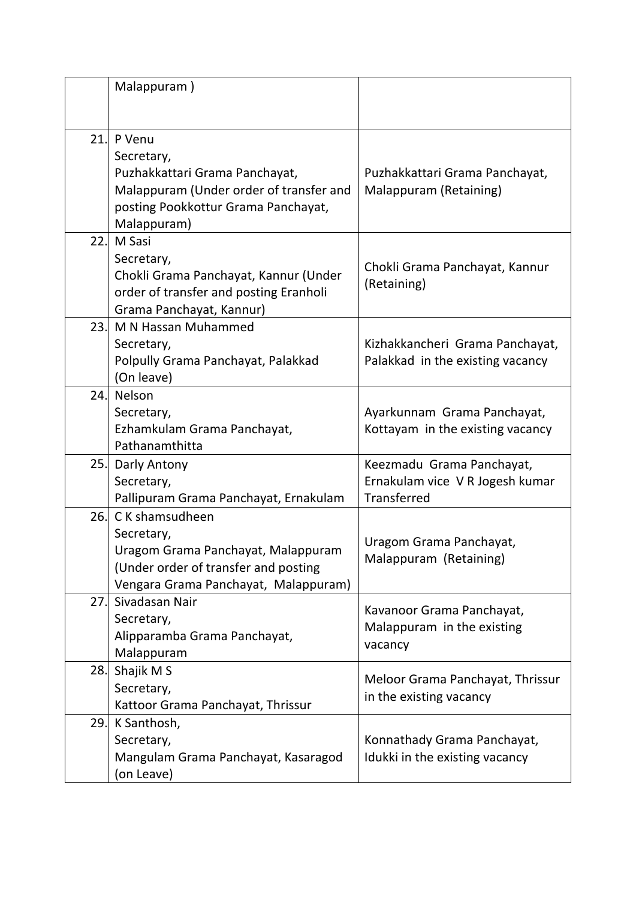| | | |
|---|---|---|
| | Malappuram ) | |
| 21. | P Venu<br>Secretary,<br>Puzhakkattari Grama Panchayat, Malappuram (Under order of transfer and posting Pookkottur Grama Panchayat, Malappuram) | Puzhakkattari Grama Panchayat, Malappuram (Retaining) |
| 22. | M Sasi<br>Secretary,<br>Chokli Grama Panchayat, Kannur (Under order of transfer and posting Eranholi Grama Panchayat, Kannur) | Chokli Grama Panchayat, Kannur (Retaining) |
| 23. | M N Hassan Muhammed<br>Secretary,<br>Polpully Grama Panchayat, Palakkad (On leave) | Kizhakkancheri Grama Panchayat, Palakkad in the existing vacancy |
| 24. | Nelson<br>Secretary,<br>Ezhamkulam Grama Panchayat, Pathanamthitta | Ayarkunnam Grama Panchayat, Kottayam in the existing vacancy |
| 25. | Darly Antony<br>Secretary,<br>Pallipuram Grama Panchayat, Ernakulam | Keezmadu Grama Panchayat, Ernakulam vice V R Jogesh kumar Transferred |
| 26. | C K shamsudheen<br>Secretary,<br>Uragom Grama Panchayat, Malappuram (Under order of transfer and posting Vengara Grama Panchayat, Malappuram) | Uragom Grama Panchayat, Malappuram (Retaining) |
| 27. | Sivadasan Nair<br>Secretary,<br>Alipparamba Grama Panchayat, Malappuram | Kavanoor Grama Panchayat, Malappuram in the existing vacancy |
| 28. | Shajik M S<br>Secretary,<br>Kattoor Grama Panchayat, Thrissur | Meloor Grama Panchayat, Thrissur in the existing vacancy |
| 29. | K Santhosh,<br>Secretary,<br>Mangulam Grama Panchayat, Kasaragod (on Leave) | Konnathady Grama Panchayat, Idukki in the existing vacancy |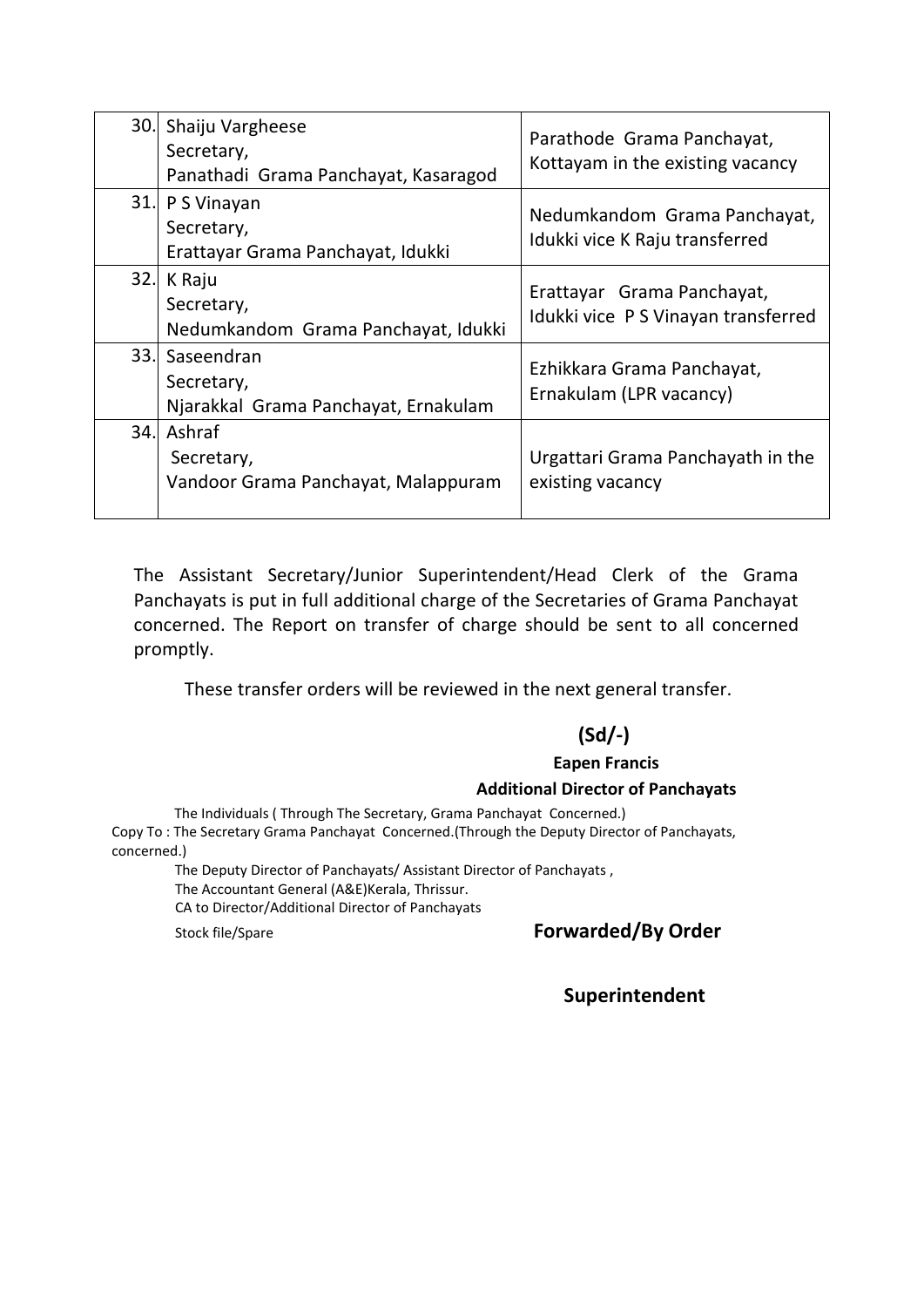| | | |
|---|---|---|
| 30. | Shaiju Varghеese<br>Secretary,<br>Panathadi Grama Panchayat, Kasaragod | Parathode Grama Panchayat, Kottayam in the existing vacancy |
| 31. | P S Vinayan<br>Secretary,<br>Erattayar Grama Panchayat, Idukki | Nedumkandom Grama Panchayat, Idukki vice K Raju transferred |
| 32. | K Raju<br>Secretary,<br>Nedumkandom Grama Panchayat, Idukki | Erattayar Grama Panchayat, Idukki vice P S Vinayan transferred |
| 33. | Saseendran<br>Secretary,<br>Njarakkal Grama Panchayat, Ernakulam | Ezhikkara Grama Panchayat, Ernakulam (LPR vacancy) |
| 34. | Ashraf<br>Secretary,<br>Vandoor Grama Panchayat, Malappuram | Urgattari Grama Panchayath in the existing vacancy |

The Assistant Secretary/Junior Superintendent/Head Clerk of the Grama Panchayats is put in full additional charge of the Secretaries of Grama Panchayat concerned. The Report on transfer of charge should be sent to all concerned promptly.

These transfer orders will be reviewed in the next general transfer.

**(Sd/-)**

**Eapen Francis**

**Additional Director of Panchayats**

The Individuals ( Through The Secretary, Grama Panchayat Concerned.)

Copy To : The Secretary Grama Panchayat Concerned.(Through the Deputy Director of Panchayats, concerned.)

The Deputy Director of Panchayats/ Assistant Director of Panchayats ,

The Accountant General (A&E)Kerala, Thrissur.

CA to Director/Additional Director of Panchayats

Stock file/Spare

**Forwarded/By Order**

**Superintendent**